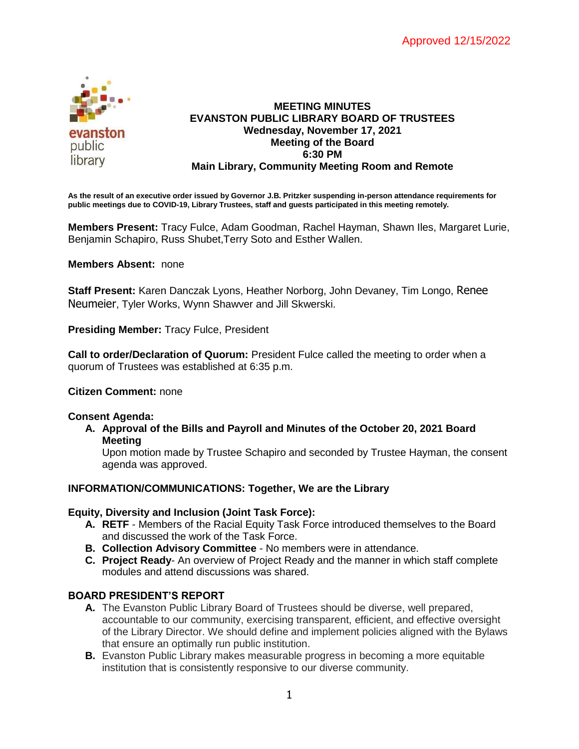Approved 12/15/2022

# MEETING MINUTES
## EVANSTON PUBLIC LIBRARY BOARD OF TRUSTEES
### Wednesday, November 17, 2021
### Meeting of the Board
### 6:30 PM
### Main Library, Community Meeting Room and Remote

**As the result of an executive order issued by Governor J.B. Pritzker suspending in-person attendance requirements for public meetings due to COVID-19, Library Trustees, staff and guests participated in this meeting remotely.**

**Members Present:** Tracy Fulce, Adam Goodman, Rachel Hayman, Shawn Iles, Margaret Lurie, Benjamin Schapiro, Russ Shubet,Terry Soto and Esther Wallen.

**Members Absent:** none

**Staff Present:** Karen Danczak Lyons, Heather Norborg, John Devaney, Tim Longo, Renee Neumeier, Tyler Works, Wynn Shawver and Jill Skwerski.

**Presiding Member:** Tracy Fulce, President

**Call to order/Declaration of Quorum:** President Fulce called the meeting to order when a quorum of Trustees was established at 6:35 p.m.

**Citizen Comment:** none

**Consent Agenda:**

A. **Approval of the Bills and Payroll and Minutes of the October 20, 2021 Board Meeting**
   Upon motion made by Trustee Schapiro and seconded by Trustee Hayman, the consent agenda was approved.

**INFORMATION/COMMUNICATIONS: Together, We are the Library**

**Equity, Diversity and Inclusion (Joint Task Force):**

A. **RETF** - Members of the Racial Equity Task Force introduced themselves to the Board and discussed the work of the Task Force.
B. **Collection Advisory Committee** - No members were in attendance.
C. **Project Ready**- An overview of Project Ready and the manner in which staff complete modules and attend discussions was shared.

**BOARD PRESIDENT'S REPORT**

A. The Evanston Public Library Board of Trustees should be diverse, well prepared, accountable to our community, exercising transparent, efficient, and effective oversight of the Library Director. We should define and implement policies aligned with the Bylaws that ensure an optimally run public institution.
B. Evanston Public Library makes measurable progress in becoming a more equitable institution that is consistently responsive to our diverse community.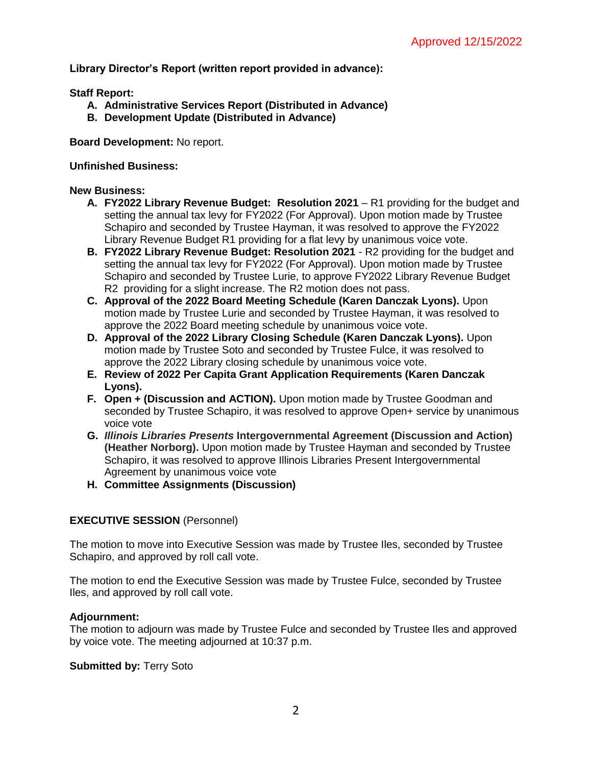Approved 12/15/2022

**Library Director's Report (written report provided in advance):**

**Staff Report:**

A. **Administrative Services Report (Distributed in Advance)**
B. **Development Update (Distributed in Advance)**

**Board Development:** No report.

**Unfinished Business:**

**New Business:**

A. **FY2022 Library Revenue Budget: Resolution 2021** – R1 providing for the budget and setting the annual tax levy for FY2022 (For Approval). Upon motion made by Trustee Schapiro and seconded by Trustee Hayman, it was resolved to approve the FY2022 Library Revenue Budget R1 providing for a flat levy by unanimous voice vote.
B. **FY2022 Library Revenue Budget: Resolution 2021** - R2 providing for the budget and setting the annual tax levy for FY2022 (For Approval). Upon motion made by Trustee Schapiro and seconded by Trustee Lurie, to approve FY2022 Library Revenue Budget R2 providing for a slight increase. The R2 motion does not pass.
C. **Approval of the 2022 Board Meeting Schedule (Karen Danczak Lyons).** Upon motion made by Trustee Lurie and seconded by Trustee Hayman, it was resolved to approve the 2022 Board meeting schedule by unanimous voice vote.
D. **Approval of the 2022 Library Closing Schedule (Karen Danczak Lyons).** Upon motion made by Trustee Soto and seconded by Trustee Fulce, it was resolved to approve the 2022 Library closing schedule by unanimous voice vote.
E. **Review of 2022 Per Capita Grant Application Requirements (Karen Danczak Lyons).**
F. **Open + (Discussion and ACTION).** Upon motion made by Trustee Goodman and seconded by Trustee Schapiro, it was resolved to approve Open+ service by unanimous voice vote
G. ***Illinois Libraries Presents* Intergovernmental Agreement (Discussion and Action) (Heather Norborg).** Upon motion made by Trustee Hayman and seconded by Trustee Schapiro, it was resolved to approve Illinois Libraries Present Intergovernmental Agreement by unanimous voice vote
H. **Committee Assignments (Discussion)**

**EXECUTIVE SESSION** (Personnel)

The motion to move into Executive Session was made by Trustee Iles, seconded by Trustee Schapiro, and approved by roll call vote.

The motion to end the Executive Session was made by Trustee Fulce, seconded by Trustee Iles, and approved by roll call vote.

**Adjournment:**
The motion to adjourn was made by Trustee Fulce and seconded by Trustee Iles and approved by voice vote. The meeting adjourned at 10:37 p.m.

**Submitted by:** Terry Soto